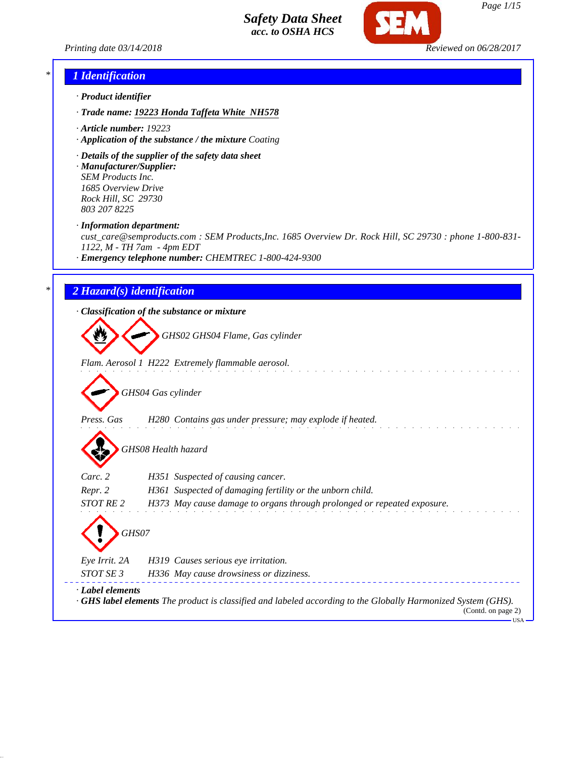# Safety Data Sheet
*acc. to OSHA HCS*

Printing date 03/14/2018 Reviewed on 06/28/2017

## 1 Identification

· **Product identifier**

· **Trade name:** **19223 Honda Taffeta White NH578**

· **Article number:** 19223

· **Application of the substance / the mixture** Coating

· **Details of the supplier of the safety data sheet**

· **Manufacturer/Supplier:**
SEM Products Inc.
1685 Overview Drive
Rock Hill, SC 29730
803 207 8225

· **Information department:**
cust_care@semproducts.com : SEM Products,Inc. 1685 Overview Dr. Rock Hill, SC 29730 : phone 1-800-831-1122, M - TH 7am - 4pm EDT

· **Emergency telephone number:** CHEMTREC 1-800-424-9300

## 2 Hazard(s) identification

· **Classification of the substance or mixture**

GHS02 GHS04 Flame, Gas cylinder

Flam. Aerosol 1 H222 Extremely flammable aerosol.

GHS04 Gas cylinder

Press. Gas H280 Contains gas under pressure; may explode if heated.

GHS08 Health hazard

Carc. 2 H351 Suspected of causing cancer.
Repr. 2 H361 Suspected of damaging fertility or the unborn child.
STOT RE 2 H373 May cause damage to organs through prolonged or repeated exposure.

GHS07

Eye Irrit. 2A H319 Causes serious eye irritation.
STOT SE 3 H336 May cause drowsiness or dizziness.

· **Label elements**

· **GHS label elements** The product is classified and labeled according to the Globally Harmonized System (GHS).

(Contd. on page 2)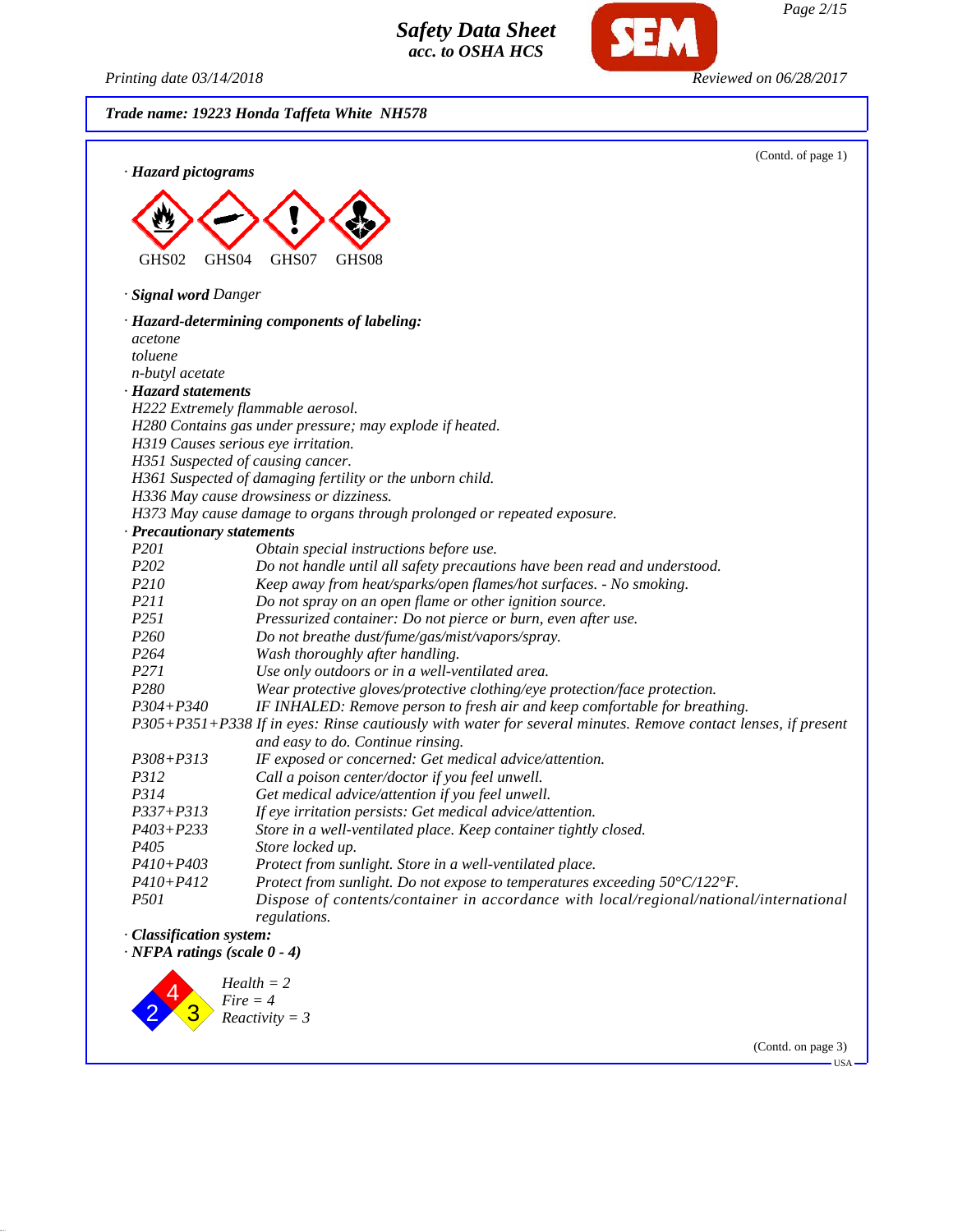**Trade name: 19223 Honda Taffeta White NH578**

(Contd. of page 1)

· **Hazard pictograms**

GHS02 GHS04 GHS07 GHS08

· **Signal word** *Danger*

· **Hazard-determining components of labeling:**
*acetone*
*toluene*
*n-butyl acetate*

· **Hazard statements**
*H222 Extremely flammable aerosol.*
*H280 Contains gas under pressure; may explode if heated.*
*H319 Causes serious eye irritation.*
*H351 Suspected of causing cancer.*
*H361 Suspected of damaging fertility or the unborn child.*
*H336 May cause drowsiness or dizziness.*
*H373 May cause damage to organs through prolonged or repeated exposure.*

· **Precautionary statements**

| | |
|---|---|
| P201 | Obtain special instructions before use. |
| P202 | Do not handle until all safety precautions have been read and understood. |
| P210 | Keep away from heat/sparks/open flames/hot surfaces. - No smoking. |
| P211 | Do not spray on an open flame or other ignition source. |
| P251 | Pressurized container: Do not pierce or burn, even after use. |
| P260 | Do not breathe dust/fume/gas/mist/vapors/spray. |
| P264 | Wash thoroughly after handling. |
| P271 | Use only outdoors or in a well-ventilated area. |
| P280 | Wear protective gloves/protective clothing/eye protection/face protection. |
| P304+P340 | IF INHALED: Remove person to fresh air and keep comfortable for breathing. |
| P305+P351+P338 | If in eyes: Rinse cautiously with water for several minutes. Remove contact lenses, if present and easy to do. Continue rinsing. |
| P308+P313 | IF exposed or concerned: Get medical advice/attention. |
| P312 | Call a poison center/doctor if you feel unwell. |
| P314 | Get medical advice/attention if you feel unwell. |
| P337+P313 | If eye irritation persists: Get medical advice/attention. |
| P403+P233 | Store in a well-ventilated place. Keep container tightly closed. |
| P405 | Store locked up. |
| P410+P403 | Protect from sunlight. Store in a well-ventilated place. |
| P410+P412 | Protect from sunlight. Do not expose to temperatures exceeding 50°C/122°F. |
| P501 | Dispose of contents/container in accordance with local/regional/national/international regulations. |

· **Classification system:**

· **NFPA ratings (scale 0 - 4)**

*Health = 2*
*Fire = 4*
*Reactivity = 3*

(Contd. on page 3)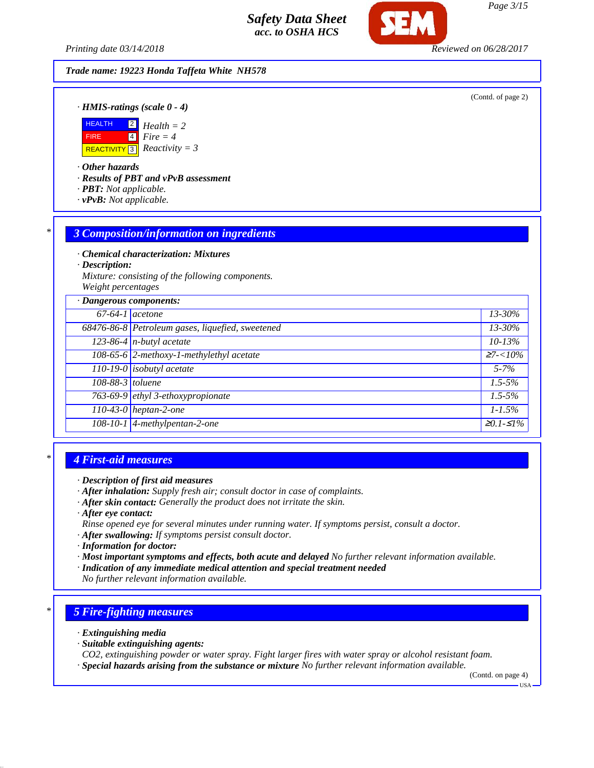Trade name: 19223 Honda Taffeta White NH578

(Contd. of page 2)

· **HMIS-ratings (scale 0 - 4)**

| | | |
|---|---|---|
| HEALTH | 2 | Health = 2 |
| FIRE | 4 | Fire = 4 |
| REACTIVITY | 3 | Reactivity = 3 |

· **Other hazards**
· **Results of PBT and vPvB assessment**
· **PBT:** Not applicable.
· **vPvB:** Not applicable.

## 3 Composition/information on ingredients

· **Chemical characterization: Mixtures**
· **Description:**
Mixture: consisting of the following components.
Weight percentages

· **Dangerous components:**

| | | |
|---|---|---|
| 67-64-1 | acetone | 13-30% |
| 68476-86-8 | Petroleum gases, liquefied, sweetened | 13-30% |
| 123-86-4 | n-butyl acetate | 10-13% |
| 108-65-6 | 2-methoxy-1-methylethyl acetate | ≥7-<10% |
| 110-19-0 | isobutyl acetate | 5-7% |
| 108-88-3 | toluene | 1.5-5% |
| 763-69-9 | ethyl 3-ethoxypropionate | 1.5-5% |
| 110-43-0 | heptan-2-one | 1-1.5% |
| 108-10-1 | 4-methylpentan-2-one | ≥0.1-≤1% |

## 4 First-aid measures

· **Description of first aid measures**
· **After inhalation:** Supply fresh air; consult doctor in case of complaints.
· **After skin contact:** Generally the product does not irritate the skin.
· **After eye contact:**
Rinse opened eye for several minutes under running water. If symptoms persist, consult a doctor.
· **After swallowing:** If symptoms persist consult doctor.
· **Information for doctor:**
· **Most important symptoms and effects, both acute and delayed** No further relevant information available.
· **Indication of any immediate medical attention and special treatment needed**
No further relevant information available.

## 5 Fire-fighting measures

· **Extinguishing media**
· **Suitable extinguishing agents:**
$CO_2$, extinguishing powder or water spray. Fight larger fires with water spray or alcohol resistant foam.
· **Special hazards arising from the substance or mixture** No further relevant information available.

(Contd. on page 4)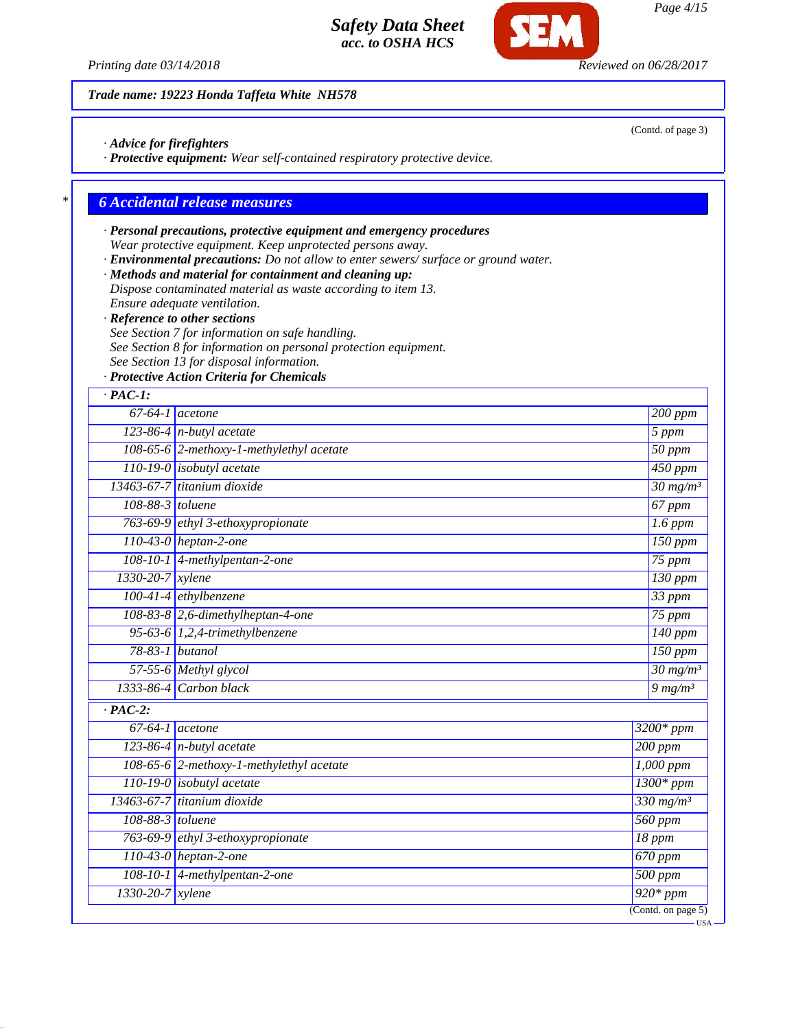**Trade name: 19223 Honda Taffeta White NH578**

(Contd. of page 3)

· **Advice for firefighters**
· **Protective equipment:** Wear self-contained respiratory protective device.

## 6 Accidental release measures

· **Personal precautions, protective equipment and emergency procedures**
Wear protective equipment. Keep unprotected persons away.
· **Environmental precautions:** Do not allow to enter sewers/ surface or ground water.
· **Methods and material for containment and cleaning up:**
Dispose contaminated material as waste according to item 13.
Ensure adequate ventilation.
· **Reference to other sections**
See Section 7 for information on safe handling.
See Section 8 for information on personal protection equipment.
See Section 13 for disposal information.
· **Protective Action Criteria for Chemicals**

| · **PAC-1:** | | |
|---|---|---|
| 67-64-1 | acetone | 200 ppm |
| 123-86-4 | n-butyl acetate | 5 ppm |
| 108-65-6 | 2-methoxy-1-methylethyl acetate | 50 ppm |
| 110-19-0 | isobutyl acetate | 450 ppm |
| 13463-67-7 | titanium dioxide | 30 mg/m³ |
| 108-88-3 | toluene | 67 ppm |
| 763-69-9 | ethyl 3-ethoxypropionate | 1.6 ppm |
| 110-43-0 | heptan-2-one | 150 ppm |
| 108-10-1 | 4-methylpentan-2-one | 75 ppm |
| 1330-20-7 | xylene | 130 ppm |
| 100-41-4 | ethylbenzene | 33 ppm |
| 108-83-8 | 2,6-dimethylheptan-4-one | 75 ppm |
| 95-63-6 | 1,2,4-trimethylbenzene | 140 ppm |
| 78-83-1 | butanol | 150 ppm |
| 57-55-6 | Methyl glycol | 30 mg/m³ |
| 1333-86-4 | Carbon black | 9 mg/m³ |

| · **PAC-2:** | | |
|---|---|---|
| 67-64-1 | acetone | 3200* ppm |
| 123-86-4 | n-butyl acetate | 200 ppm |
| 108-65-6 | 2-methoxy-1-methylethyl acetate | 1,000 ppm |
| 110-19-0 | isobutyl acetate | 1300* ppm |
| 13463-67-7 | titanium dioxide | 330 mg/m³ |
| 108-88-3 | toluene | 560 ppm |
| 763-69-9 | ethyl 3-ethoxypropionate | 18 ppm |
| 110-43-0 | heptan-2-one | 670 ppm |
| 108-10-1 | 4-methylpentan-2-one | 500 ppm |
| 1330-20-7 | xylene | 920* ppm |

(Contd. on page 5)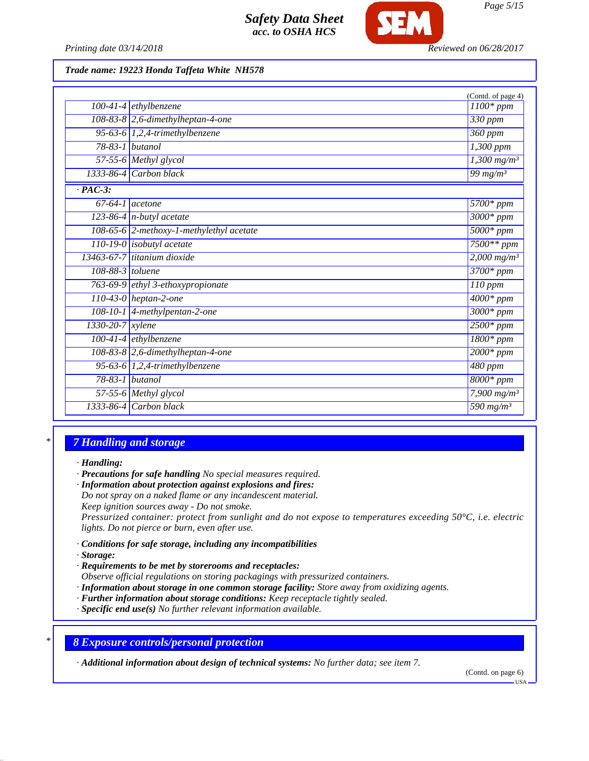**Trade name: 19223 Honda Taffeta White NH578**

(Contd. of page 4)

| | | |
|---|---|---|
| 100-41-4 | ethylbenzene | 1100* ppm |
| 108-83-8 | 2,6-dimethylheptan-4-one | 330 ppm |
| 95-63-6 | 1,2,4-trimethylbenzene | 360 ppm |
| 78-83-1 | butanol | 1,300 ppm |
| 57-55-6 | Methyl glycol | 1,300 mg/m³ |
| 1333-86-4 | Carbon black | 99 mg/m³ |
| **· PAC-3:** | | |
| 67-64-1 | acetone | 5700* ppm |
| 123-86-4 | n-butyl acetate | 3000* ppm |
| 108-65-6 | 2-methoxy-1-methylethyl acetate | 5000* ppm |
| 110-19-0 | isobutyl acetate | 7500** ppm |
| 13463-67-7 | titanium dioxide | 2,000 mg/m³ |
| 108-88-3 | toluene | 3700* ppm |
| 763-69-9 | ethyl 3-ethoxypropionate | 110 ppm |
| 110-43-0 | heptan-2-one | 4000* ppm |
| 108-10-1 | 4-methylpentan-2-one | 3000* ppm |
| 1330-20-7 | xylene | 2500* ppm |
| 100-41-4 | ethylbenzene | 1800* ppm |
| 108-83-8 | 2,6-dimethylheptan-4-one | 2000* ppm |
| 95-63-6 | 1,2,4-trimethylbenzene | 480 ppm |
| 78-83-1 | butanol | 8000* ppm |
| 57-55-6 | Methyl glycol | 7,900 mg/m³ |
| 1333-86-4 | Carbon black | 590 mg/m³ |

## 7 Handling and storage

· **Handling:**
· **Precautions for safe handling** No special measures required.
· **Information about protection against explosions and fires:**
Do not spray on a naked flame or any incandescent material.
Keep ignition sources away - Do not smoke.
Pressurized container: protect from sunlight and do not expose to temperatures exceeding 50°C, i.e. electric lights. Do not pierce or burn, even after use.

· **Conditions for safe storage, including any incompatibilities**
· **Storage:**
· **Requirements to be met by storerooms and receptacles:**
Observe official regulations on storing packagings with pressurized containers.
· **Information about storage in one common storage facility:** Store away from oxidizing agents.
· **Further information about storage conditions:** Keep receptacle tightly sealed.
· **Specific end use(s)** No further relevant information available.

## 8 Exposure controls/personal protection

· **Additional information about design of technical systems:** No further data; see item 7.

(Contd. on page 6)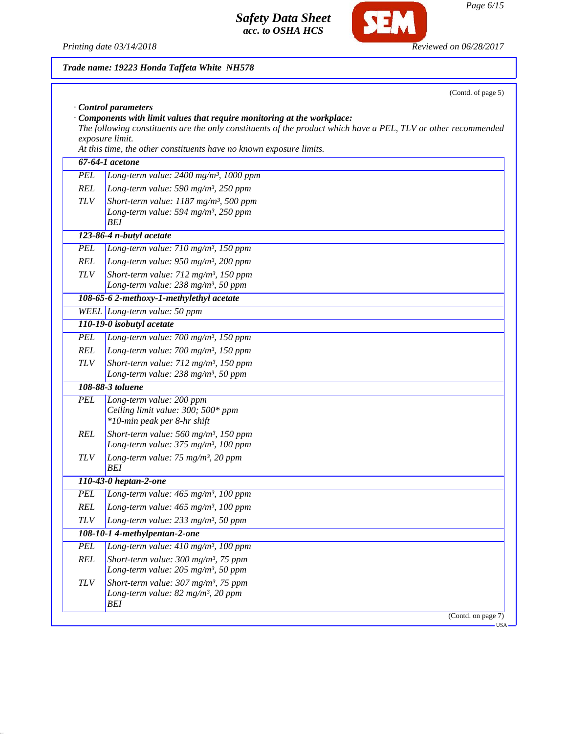**Trade name: 19223 Honda Taffeta White NH578**

(Contd. of page 5)

· **Control parameters**

· **Components with limit values that require monitoring at the workplace:**

*The following constituents are the only constituents of the product which have a PEL, TLV or other recommended exposure limit.*

*At this time, the other constituents have no known exposure limits.*

| | |
|---|---|
| **67-64-1 acetone** | |
| PEL | Long-term value: 2400 mg/m³, 1000 ppm |
| REL | Long-term value: 590 mg/m³, 250 ppm |
| TLV | Short-term value: 1187 mg/m³, 500 ppm<br>Long-term value: 594 mg/m³, 250 ppm<br>BEI |
| **123-86-4 n-butyl acetate** | |
| PEL | Long-term value: 710 mg/m³, 150 ppm |
| REL | Long-term value: 950 mg/m³, 200 ppm |
| TLV | Short-term value: 712 mg/m³, 150 ppm<br>Long-term value: 238 mg/m³, 50 ppm |
| **108-65-6 2-methoxy-1-methylethyl acetate** | |
| WEEL | Long-term value: 50 ppm |
| **110-19-0 isobutyl acetate** | |
| PEL | Long-term value: 700 mg/m³, 150 ppm |
| REL | Long-term value: 700 mg/m³, 150 ppm |
| TLV | Short-term value: 712 mg/m³, 150 ppm<br>Long-term value: 238 mg/m³, 50 ppm |
| **108-88-3 toluene** | |
| PEL | Long-term value: 200 ppm<br>Ceiling limit value: 300; 500* ppm<br>*10-min peak per 8-hr shift |
| REL | Short-term value: 560 mg/m³, 150 ppm<br>Long-term value: 375 mg/m³, 100 ppm |
| TLV | Long-term value: 75 mg/m³, 20 ppm<br>BEI |
| **110-43-0 heptan-2-one** | |
| PEL | Long-term value: 465 mg/m³, 100 ppm |
| REL | Long-term value: 465 mg/m³, 100 ppm |
| TLV | Long-term value: 233 mg/m³, 50 ppm |
| **108-10-1 4-methylpentan-2-one** | |
| PEL | Long-term value: 410 mg/m³, 100 ppm |
| REL | Short-term value: 300 mg/m³, 75 ppm<br>Long-term value: 205 mg/m³, 50 ppm |
| TLV | Short-term value: 307 mg/m³, 75 ppm<br>Long-term value: 82 mg/m³, 20 ppm<br>BEI |

(Contd. on page 7)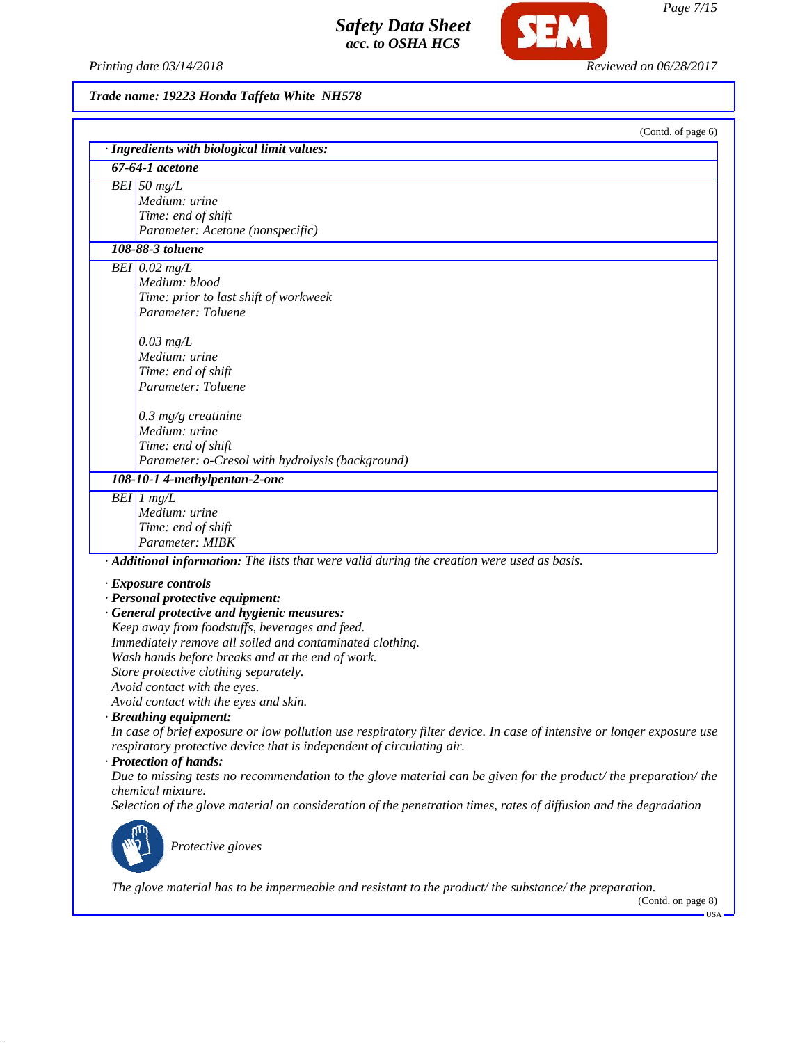**Trade name: 19223 Honda Taffeta White NH578**

(Contd. of page 6)

| · **Ingredients with biological limit values:** | |
|---|---|
| **67-64-1 acetone** | |
| BEI | 50 mg/L<br>Medium: urine<br>Time: end of shift<br>Parameter: Acetone (nonspecific) |
| **108-88-3 toluene** | |
| BEI | 0.02 mg/L<br>Medium: blood<br>Time: prior to last shift of workweek<br>Parameter: Toluene<br><br>0.03 mg/L<br>Medium: urine<br>Time: end of shift<br>Parameter: Toluene<br><br>0.3 mg/g creatinine<br>Medium: urine<br>Time: end of shift<br>Parameter: o-Cresol with hydrolysis (background) |
| **108-10-1 4-methylpentan-2-one** | |
| BEI | 1 mg/L<br>Medium: urine<br>Time: end of shift<br>Parameter: MIBK |

· **Additional information:** The lists that were valid during the creation were used as basis.

· **Exposure controls**
· **Personal protective equipment:**
· **General protective and hygienic measures:**
Keep away from foodstuffs, beverages and feed.
Immediately remove all soiled and contaminated clothing.
Wash hands before breaks and at the end of work.
Store protective clothing separately.
Avoid contact with the eyes.
Avoid contact with the eyes and skin.
· **Breathing equipment:**
In case of brief exposure or low pollution use respiratory filter device. In case of intensive or longer exposure use respiratory protective device that is independent of circulating air.
· **Protection of hands:**
Due to missing tests no recommendation to the glove material can be given for the product/ the preparation/ the chemical mixture.
Selection of the glove material on consideration of the penetration times, rates of diffusion and the degradation

Protective gloves

The glove material has to be impermeable and resistant to the product/ the substance/ the preparation.

(Contd. on page 8)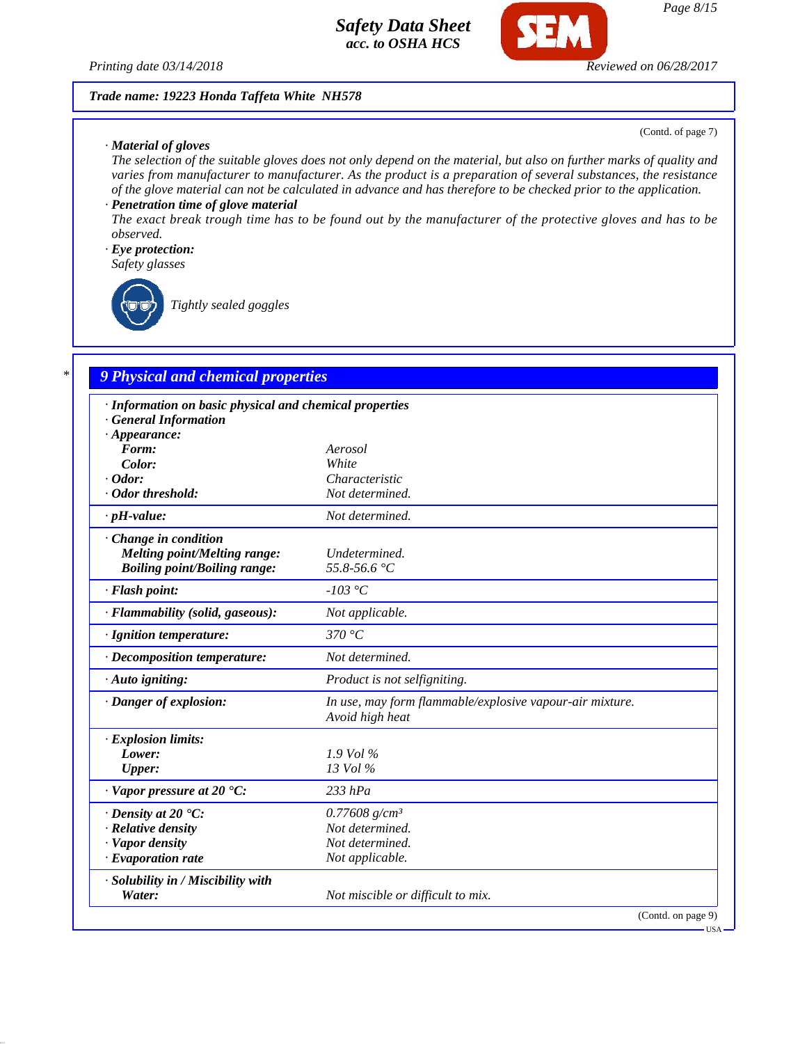Trade name: 19223 Honda Taffeta White NH578

(Contd. of page 7)

· **Material of gloves**
The selection of the suitable gloves does not only depend on the material, but also on further marks of quality and varies from manufacturer to manufacturer. As the product is a preparation of several substances, the resistance of the glove material can not be calculated in advance and has therefore to be checked prior to the application.

· **Penetration time of glove material**
The exact break trough time has to be found out by the manufacturer of the protective gloves and has to be observed.

· **Eye protection:**
Safety glasses

Tightly sealed goggles

## 9 Physical and chemical properties

| | |
|---|---|
| **· Information on basic physical and chemical properties** | |
| **· General Information** | |
| **· Appearance:** | |
| **Form:** | Aerosol |
| **Color:** | White |
| **· Odor:** | Characteristic |
| **· Odor threshold:** | Not determined. |
| **· pH-value:** | Not determined. |
| **· Change in condition** | |
| **Melting point/Melting range:** | Undetermined. |
| **Boiling point/Boiling range:** | 55.8-56.6 °C |
| **· Flash point:** | -103 °C |
| **· Flammability (solid, gaseous):** | Not applicable. |
| **· Ignition temperature:** | 370 °C |
| **· Decomposition temperature:** | Not determined. |
| **· Auto igniting:** | Product is not selfigniting. |
| **· Danger of explosion:** | In use, may form flammable/explosive vapour-air mixture. Avoid high heat |
| **· Explosion limits:** | |
| **Lower:** | 1.9 Vol % |
| **Upper:** | 13 Vol % |
| **· Vapor pressure at 20 °C:** | 233 hPa |
| **· Density at 20 °C:** | 0.77608 g/cm³ |
| **· Relative density** | Not determined. |
| **· Vapor density** | Not determined. |
| **· Evaporation rate** | Not applicable. |
| **· Solubility in / Miscibility with** | |
| **Water:** | Not miscible or difficult to mix. |

(Contd. on page 9)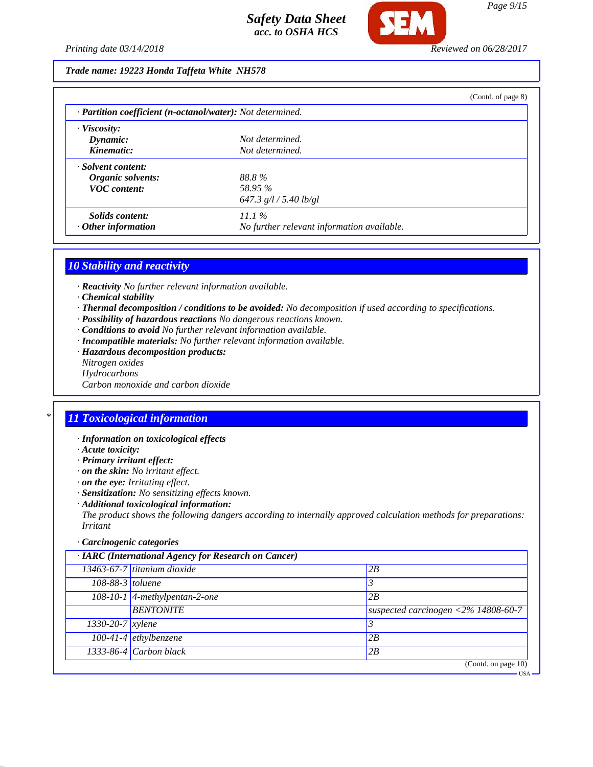Trade name: 19223 Honda Taffeta White NH578

(Contd. of page 8)

· **Partition coefficient (n-octanol/water):** Not determined.

· **Viscosity:**
**Dynamic:** Not determined.
**Kinematic:** Not determined.

· **Solvent content:**
**Organic solvents:** 88.8 %
**VOC content:** 58.95 %
647.3 g/l / 5.40 lb/gl

**Solids content:** 11.1 %
· **Other information** No further relevant information available.

## 10 Stability and reactivity

· **Reactivity** No further relevant information available.
· **Chemical stability**
· **Thermal decomposition / conditions to be avoided:** No decomposition if used according to specifications.
· **Possibility of hazardous reactions** No dangerous reactions known.
· **Conditions to avoid** No further relevant information available.
· **Incompatible materials:** No further relevant information available.
· **Hazardous decomposition products:**
Nitrogen oxides
Hydrocarbons
Carbon monoxide and carbon dioxide

## * 11 Toxicological information

· **Information on toxicological effects**
· **Acute toxicity:**
· **Primary irritant effect:**
· **on the skin:** No irritant effect.
· **on the eye:** Irritating effect.
· **Sensitization:** No sensitizing effects known.
· **Additional toxicological information:**
The product shows the following dangers according to internally approved calculation methods for preparations:
Irritant

· **Carcinogenic categories**

| · IARC (International Agency for Research on Cancer) | | |
|---|---|---|
| 13463-67-7 | titanium dioxide | 2B |
| 108-88-3 | toluene | 3 |
| 108-10-1 | 4-methylpentan-2-one | 2B |
| | BENTONITE | suspected carcinogen <2% 14808-60-7 |
| 1330-20-7 | xylene | 3 |
| 100-41-4 | ethylbenzene | 2B |
| 1333-86-4 | Carbon black | 2B |

(Contd. on page 10)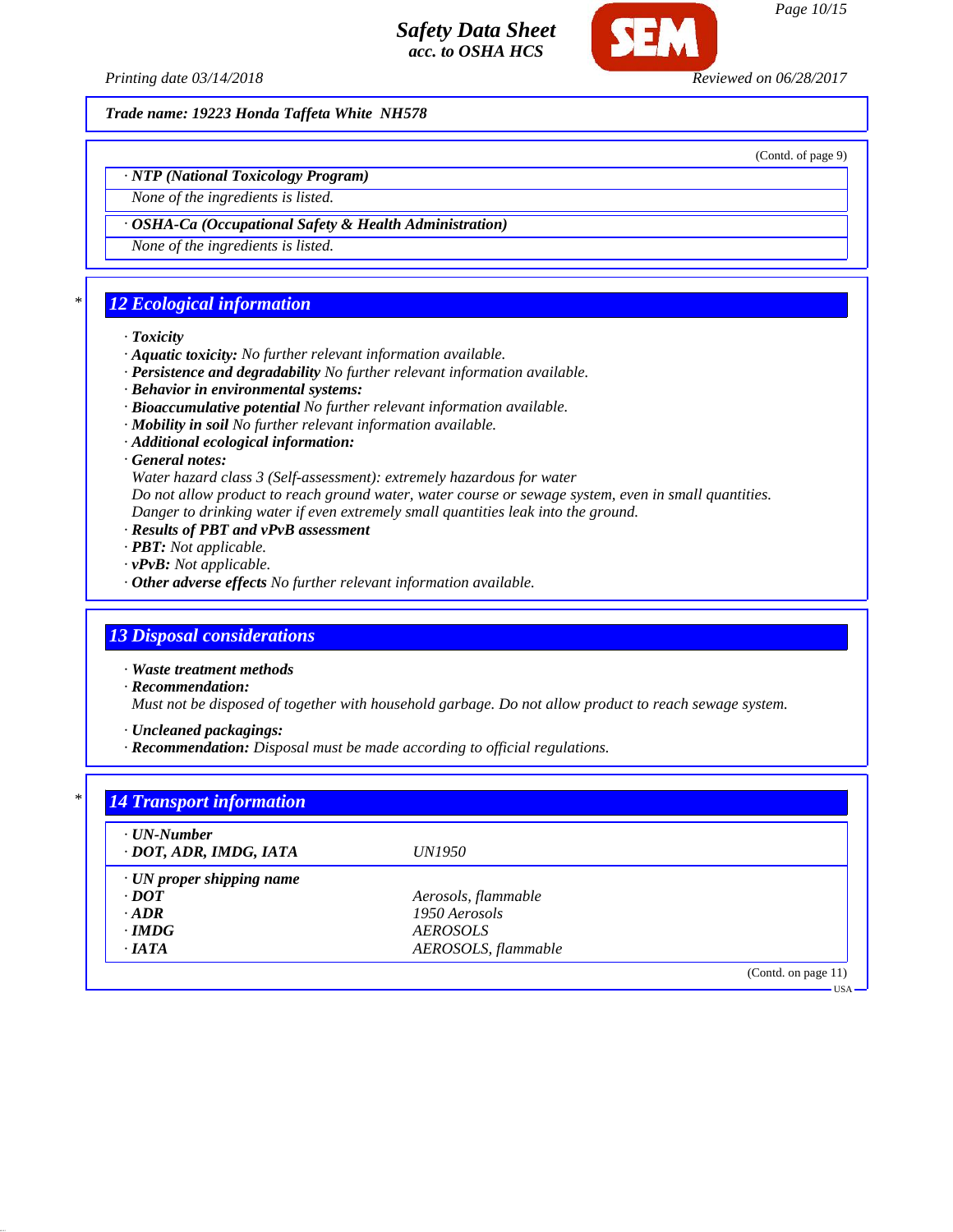**Trade name: 19223 Honda Taffeta White NH578**

(Contd. of page 9)

· **NTP (National Toxicology Program)**

None of the ingredients is listed.

· **OSHA-Ca (Occupational Safety & Health Administration)**

None of the ingredients is listed.

## 12 Ecological information

· **Toxicity**
· **Aquatic toxicity:** No further relevant information available.
· **Persistence and degradability** No further relevant information available.
· **Behavior in environmental systems:**
· **Bioaccumulative potential** No further relevant information available.
· **Mobility in soil** No further relevant information available.
· **Additional ecological information:**
· **General notes:**
Water hazard class 3 (Self-assessment): extremely hazardous for water
Do not allow product to reach ground water, water course or sewage system, even in small quantities.
Danger to drinking water if even extremely small quantities leak into the ground.
· **Results of PBT and vPvB assessment**
· **PBT:** Not applicable.
· **vPvB:** Not applicable.
· **Other adverse effects** No further relevant information available.

## 13 Disposal considerations

· **Waste treatment methods**
· **Recommendation:**
Must not be disposed of together with household garbage. Do not allow product to reach sewage system.

· **Uncleaned packagings:**
· **Recommendation:** Disposal must be made according to official regulations.

## 14 Transport information

| · **UN-Number** | |
|---|---|
| · **DOT, ADR, IMDG, IATA** | UN1950 |
| · **UN proper shipping name** | |
| · **DOT** | Aerosols, flammable |
| · **ADR** | 1950 Aerosols |
| · **IMDG** | AEROSOLS |
| · **IATA** | AEROSOLS, flammable |

(Contd. on page 11)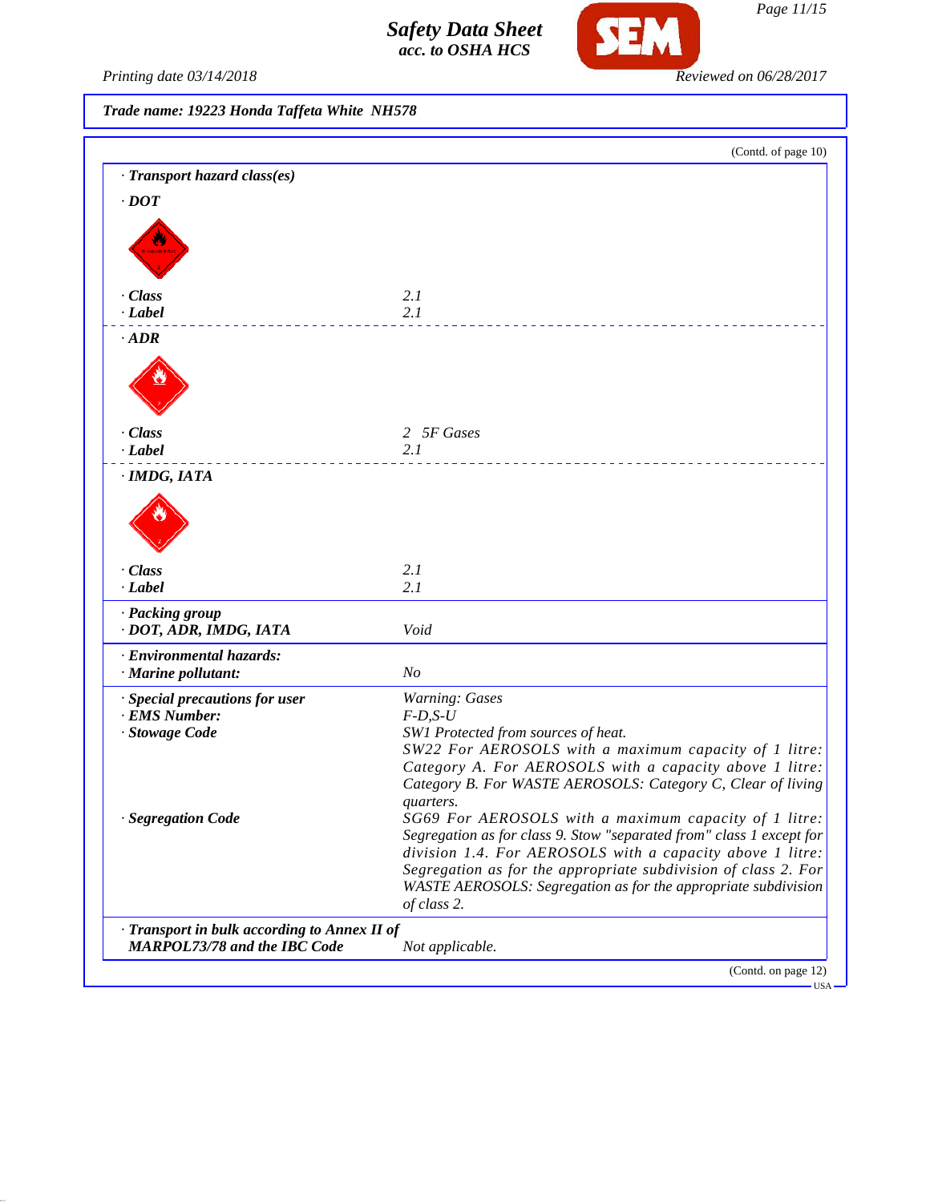Trade name: 19223 Honda Taffeta White NH578

(Contd. of page 10)

· **Transport hazard class(es)**

· **DOT**

| | |
|---|---|
| · **Class** | 2.1 |
| · **Label** | 2.1 |

· **ADR**

| | |
|---|---|
| · **Class** | 2 5F Gases |
| · **Label** | 2.1 |

· **IMDG, IATA**

| | |
|---|---|
| · **Class** | 2.1 |
| · **Label** | 2.1 |

| | |
|---|---|
| · **Packing group** | |
| · **DOT, ADR, IMDG, IATA** | Void |
| · **Environmental hazards:** | |
| · **Marine pollutant:** | No |
| · **Special precautions for user** | Warning: Gases |
| · **EMS Number:** | F-D,S-U |
| · **Stowage Code** | SW1 Protected from sources of heat. SW22 For AEROSOLS with a maximum capacity of 1 litre: Category A. For AEROSOLS with a capacity above 1 litre: Category B. For WASTE AEROSOLS: Category C, Clear of living quarters. |
| · **Segregation Code** | SG69 For AEROSOLS with a maximum capacity of 1 litre: Segregation as for class 9. Stow "separated from" class 1 except for division 1.4. For AEROSOLS with a capacity above 1 litre: Segregation as for the appropriate subdivision of class 2. For WASTE AEROSOLS: Segregation as for the appropriate subdivision of class 2. |
| · **Transport in bulk according to Annex II of MARPOL73/78 and the IBC Code** | Not applicable. |

(Contd. on page 12)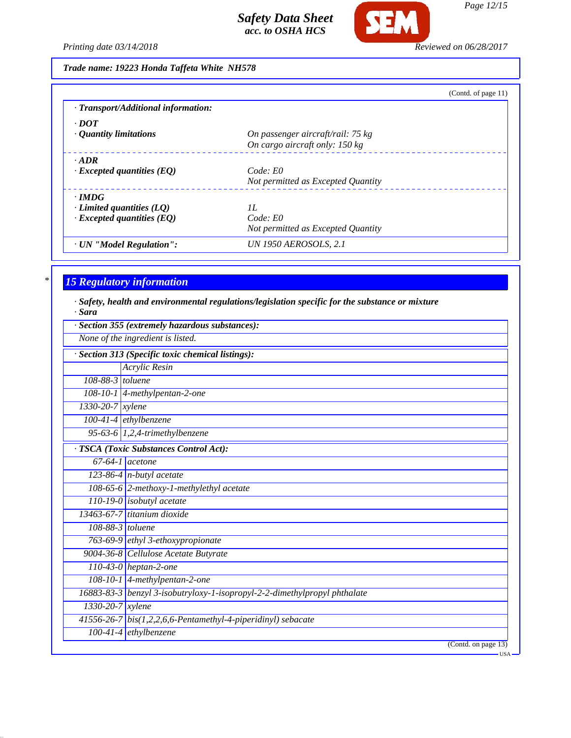**Trade name: 19223 Honda Taffeta White NH578**

(Contd. of page 11)

**· Transport/Additional information:**

| | |
|---|---|
| **· DOT** | |
| **· Quantity limitations** | On passenger aircraft/rail: 75 kg<br>On cargo aircraft only: 150 kg |
| **· ADR** | |
| **· Excepted quantities (EQ)** | Code: E0<br>Not permitted as Excepted Quantity |
| **· IMDG** | |
| **· Limited quantities (LQ)** | 1L |
| **· Excepted quantities (EQ)** | Code: E0<br>Not permitted as Excepted Quantity |
| **· UN "Model Regulation":** | UN 1950 AEROSOLS, 2.1 |

## 15 Regulatory information

**· Safety, health and environmental regulations/legislation specific for the substance or mixture**
**· Sara**

**· Section 355 (extremely hazardous substances):**

None of the ingredient is listed.

**· Section 313 (Specific toxic chemical listings):**

| | |
|---|---|
| | Acrylic Resin |
| 108-88-3 | toluene |
| 108-10-1 | 4-methylpentan-2-one |
| 1330-20-7 | xylene |
| 100-41-4 | ethylbenzene |
| 95-63-6 | 1,2,4-trimethylbenzene |

**· TSCA (Toxic Substances Control Act):**

| | |
|---|---|
| 67-64-1 | acetone |
| 123-86-4 | n-butyl acetate |
| 108-65-6 | 2-methoxy-1-methylethyl acetate |
| 110-19-0 | isobutyl acetate |
| 13463-67-7 | titanium dioxide |
| 108-88-3 | toluene |
| 763-69-9 | ethyl 3-ethoxypropionate |
| 9004-36-8 | Cellulose Acetate Butyrate |
| 110-43-0 | heptan-2-one |
| 108-10-1 | 4-methylpentan-2-one |
| 16883-83-3 | benzyl 3-isobutryloxy-1-isopropyl-2-2-dimethylpropyl phthalate |
| 1330-20-7 | xylene |
| 41556-26-7 | bis(1,2,2,6,6-Pentamethyl-4-piperidinyl) sebacate |
| 100-41-4 | ethylbenzene |

(Contd. on page 13)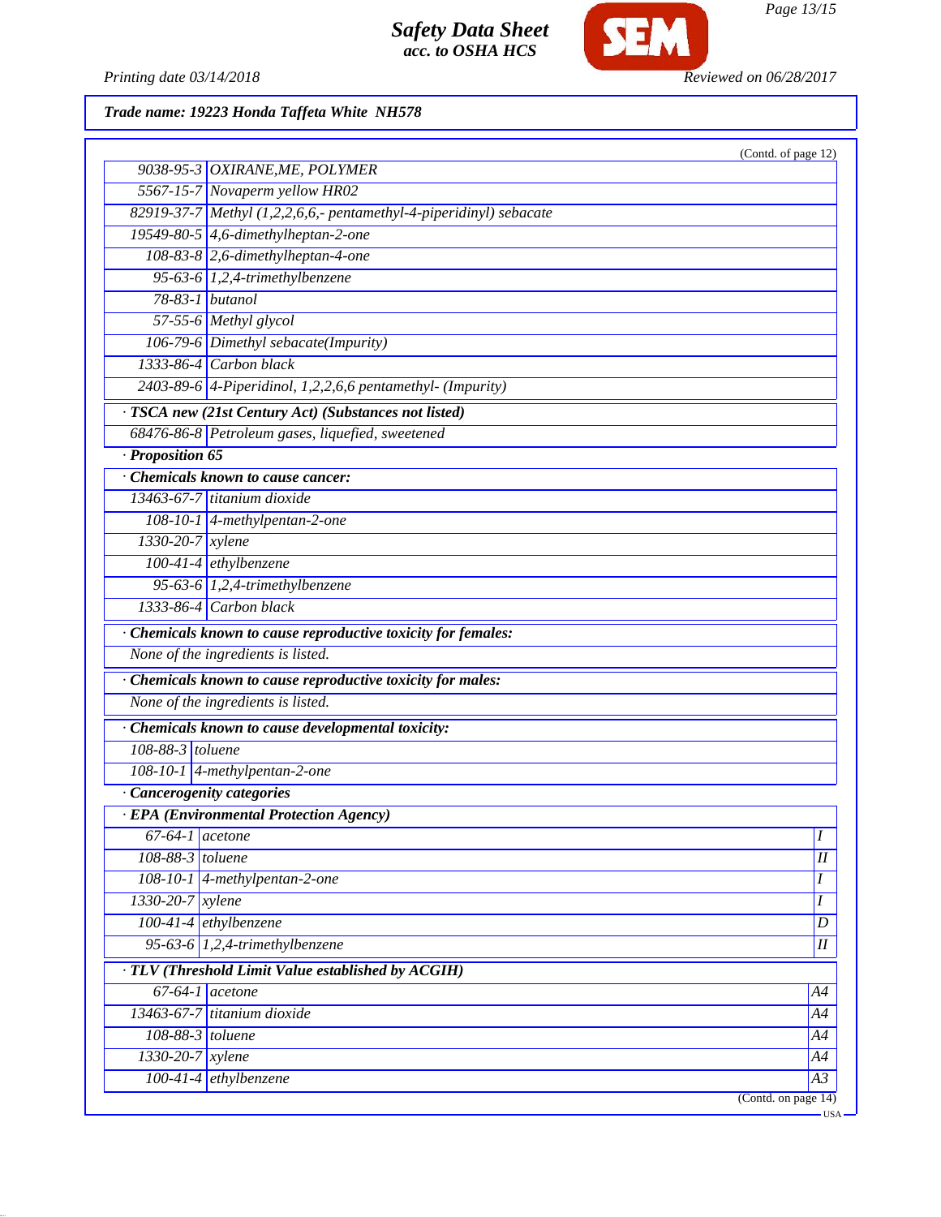**Safety Data Sheet**
**acc. to OSHA HCS**

Printing date 03/14/2018 | Reviewed on 06/28/2017

**Trade name: 19223 Honda Taffeta White NH578**

(Contd. of page 12)

| | |
|---|---|
| 9038-95-3 | OXIRANE,ME, POLYMER |
| 5567-15-7 | Novaperm yellow HR02 |
| 82919-37-7 | Methyl (1,2,2,6,6,- pentamethyl-4-piperidinyl) sebacate |
| 19549-80-5 | 4,6-dimethylheptan-2-one |
| 108-83-8 | 2,6-dimethylheptan-4-one |
| 95-63-6 | 1,2,4-trimethylbenzene |
| 78-83-1 | butanol |
| 57-55-6 | Methyl glycol |
| 106-79-6 | Dimethyl sebacate(Impurity) |
| 1333-86-4 | Carbon black |
| 2403-89-6 | 4-Piperidinol, 1,2,2,6,6 pentamethyl- (Impurity) |

**· TSCA new (21st Century Act) (Substances not listed)**

| | |
|---|---|
| 68476-86-8 | Petroleum gases, liquefied, sweetened |

**· Proposition 65**

**· Chemicals known to cause cancer:**

| | |
|---|---|
| 13463-67-7 | titanium dioxide |
| 108-10-1 | 4-methylpentan-2-one |
| 1330-20-7 | xylene |
| 100-41-4 | ethylbenzene |
| 95-63-6 | 1,2,4-trimethylbenzene |
| 1333-86-4 | Carbon black |

**· Chemicals known to cause reproductive toxicity for females:**

None of the ingredients is listed.

**· Chemicals known to cause reproductive toxicity for males:**

None of the ingredients is listed.

**· Chemicals known to cause developmental toxicity:**

| | |
|---|---|
| 108-88-3 | toluene |
| 108-10-1 | 4-methylpentan-2-one |

**· Cancerogenity categories**

**· EPA (Environmental Protection Agency)**

| | | |
|---|---|---|
| 67-64-1 | acetone | I |
| 108-88-3 | toluene | II |
| 108-10-1 | 4-methylpentan-2-one | I |
| 1330-20-7 | xylene | I |
| 100-41-4 | ethylbenzene | D |
| 95-63-6 | 1,2,4-trimethylbenzene | II |

**· TLV (Threshold Limit Value established by ACGIH)**

| | | |
|---|---|---|
| 67-64-1 | acetone | A4 |
| 13463-67-7 | titanium dioxide | A4 |
| 108-88-3 | toluene | A4 |
| 1330-20-7 | xylene | A4 |
| 100-41-4 | ethylbenzene | A3 |

(Contd. on page 14)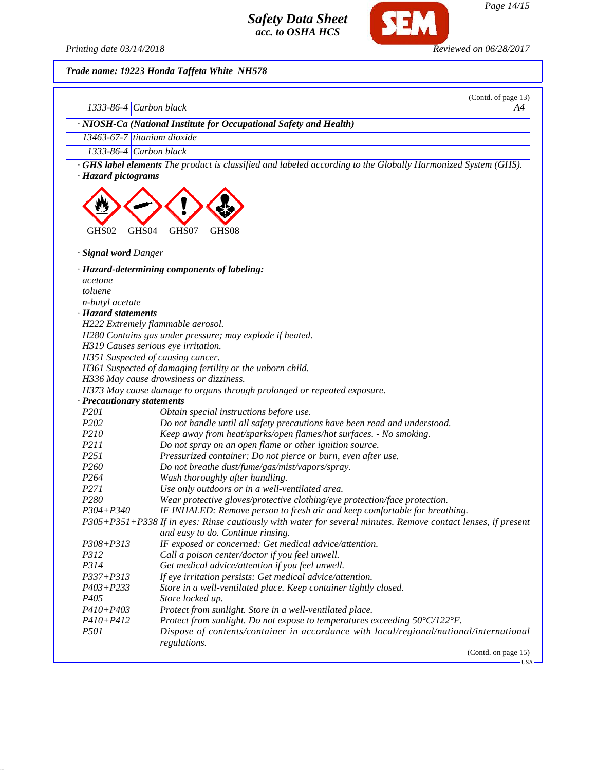**Trade name: 19223 Honda Taffeta White NH578**

(Contd. of page 13)

| | | |
|---|---|---|
| 1333-86-4 | Carbon black | A4 |

· **NIOSH-Ca (National Institute for Occupational Safety and Health)**

| | |
|---|---|
| 13463-67-7 | titanium dioxide |
| 1333-86-4 | Carbon black |

· **GHS label elements** The product is classified and labeled according to the Globally Harmonized System (GHS).

· **Hazard pictograms**

GHS02 GHS04 GHS07 GHS08

· **Signal word** Danger

· **Hazard-determining components of labeling:**
acetone
toluene
n-butyl acetate

· **Hazard statements**
H222 Extremely flammable aerosol.
H280 Contains gas under pressure; may explode if heated.
H319 Causes serious eye irritation.
H351 Suspected of causing cancer.
H361 Suspected of damaging fertility or the unborn child.
H336 May cause drowsiness or dizziness.
H373 May cause damage to organs through prolonged or repeated exposure.

· **Precautionary statements**

| | |
|---|---|
| P201 | Obtain special instructions before use. |
| P202 | Do not handle until all safety precautions have been read and understood. |
| P210 | Keep away from heat/sparks/open flames/hot surfaces. - No smoking. |
| P211 | Do not spray on an open flame or other ignition source. |
| P251 | Pressurized container: Do not pierce or burn, even after use. |
| P260 | Do not breathe dust/fume/gas/mist/vapors/spray. |
| P264 | Wash thoroughly after handling. |
| P271 | Use only outdoors or in a well-ventilated area. |
| P280 | Wear protective gloves/protective clothing/eye protection/face protection. |
| P304+P340 | IF INHALED: Remove person to fresh air and keep comfortable for breathing. |
| P305+P351+P338 | If in eyes: Rinse cautiously with water for several minutes. Remove contact lenses, if present and easy to do. Continue rinsing. |
| P308+P313 | IF exposed or concerned: Get medical advice/attention. |
| P312 | Call a poison center/doctor if you feel unwell. |
| P314 | Get medical advice/attention if you feel unwell. |
| P337+P313 | If eye irritation persists: Get medical advice/attention. |
| P403+P233 | Store in a well-ventilated place. Keep container tightly closed. |
| P405 | Store locked up. |
| P410+P403 | Protect from sunlight. Store in a well-ventilated place. |
| P410+P412 | Protect from sunlight. Do not expose to temperatures exceeding 50°C/122°F. |
| P501 | Dispose of contents/container in accordance with local/regional/national/international regulations. |

(Contd. on page 15)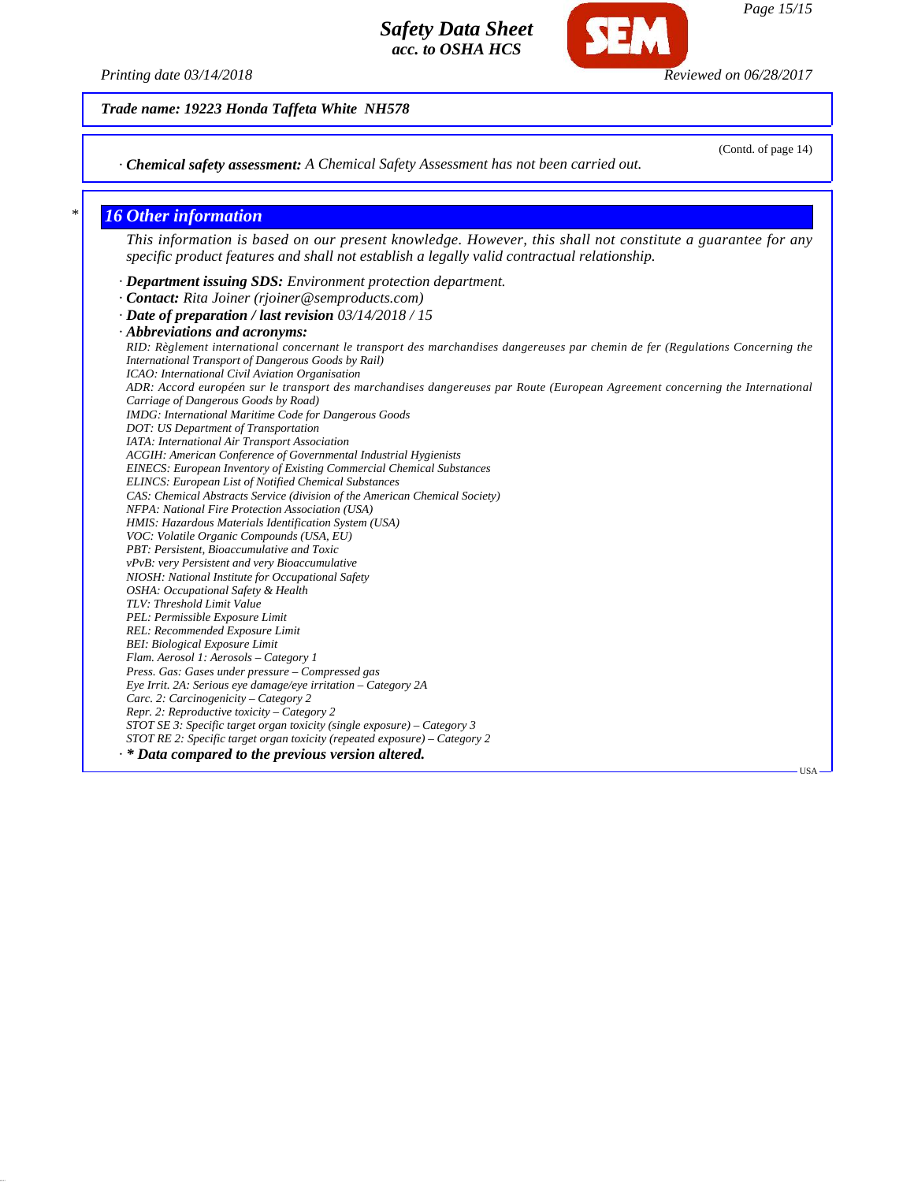**Trade name: 19223 Honda Taffeta White NH578**

(Contd. of page 14)

· **Chemical safety assessment:** A Chemical Safety Assessment has not been carried out.

## * 16 Other information

This information is based on our present knowledge. However, this shall not constitute a guarantee for any specific product features and shall not establish a legally valid contractual relationship.

· **Department issuing SDS:** Environment protection department.
· **Contact:** Rita Joiner (rjoiner@semproducts.com)
· **Date of preparation / last revision** 03/14/2018 / 15
· **Abbreviations and acronyms:**

RID: Règlement international concernant le transport des marchandises dangereuses par chemin de fer (Regulations Concerning the International Transport of Dangerous Goods by Rail)
ICAO: International Civil Aviation Organisation
ADR: Accord européen sur le transport des marchandises dangereuses par Route (European Agreement concerning the International Carriage of Dangerous Goods by Road)
IMDG: International Maritime Code for Dangerous Goods
DOT: US Department of Transportation
IATA: International Air Transport Association
ACGIH: American Conference of Governmental Industrial Hygienists
EINECS: European Inventory of Existing Commercial Chemical Substances
ELINCS: European List of Notified Chemical Substances
CAS: Chemical Abstracts Service (division of the American Chemical Society)
NFPA: National Fire Protection Association (USA)
HMIS: Hazardous Materials Identification System (USA)
VOC: Volatile Organic Compounds (USA, EU)
PBT: Persistent, Bioaccumulative and Toxic
vPvB: very Persistent and very Bioaccumulative
NIOSH: National Institute for Occupational Safety
OSHA: Occupational Safety & Health
TLV: Threshold Limit Value
PEL: Permissible Exposure Limit
REL: Recommended Exposure Limit
BEI: Biological Exposure Limit
Flam. Aerosol 1: Aerosols – Category 1
Press. Gas: Gases under pressure – Compressed gas
Eye Irrit. 2A: Serious eye damage/eye irritation – Category 2A
Carc. 2: Carcinogenicity – Category 2
Repr. 2: Reproductive toxicity – Category 2
STOT SE 3: Specific target organ toxicity (single exposure) – Category 3
STOT RE 2: Specific target organ toxicity (repeated exposure) – Category 2

· *** Data compared to the previous version altered.**

USA